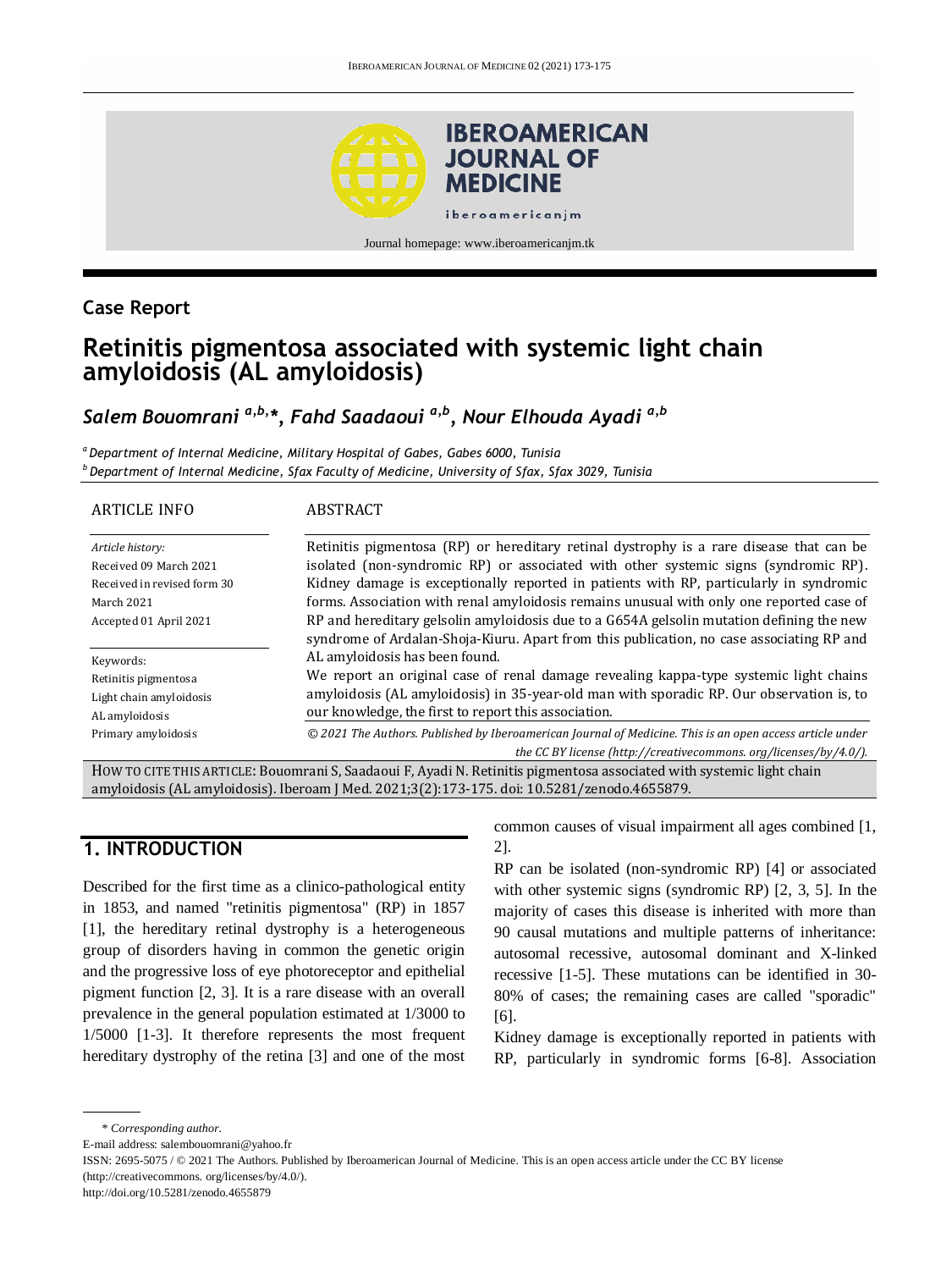## Case Report

# Retinitis pigmentosa associated with systemic light chain amyloidosis (AL amyloidosis)

*Salem Bouomrani [a,b,*], Fahd Saadaoui [a,b], Nour Elhouda Ayadi [a,b]*

[a] *Department of Internal Medicine, Military Hospital of Gabes, Gabes 6000, Tunisia*
[b] *Department of Internal Medicine, Sfax Faculty of Medicine, University of Sfax, Sfax 3029, Tunisia*

### ARTICLE INFO

*Article history:*
Received 09 March 2021
Received in revised form 30 March 2021
Accepted 01 April 2021

Keywords:
Retinitis pigmentosa
Light chain amyloidosis
AL amyloidosis
Primary amyloidosis

### ABSTRACT

Retinitis pigmentosa (RP) or hereditary retinal dystrophy is a rare disease that can be isolated (non-syndromic RP) or associated with other systemic signs (syndromic RP). Kidney damage is exceptionally reported in patients with RP, particularly in syndromic forms. Association with renal amyloidosis remains unusual with only one reported case of RP and hereditary gelsolin amyloidosis due to a G654A gelsolin mutation defining the new syndrome of Ardalan-Shoja-Kiuru. Apart from this publication, no case associating RP and AL amyloidosis has been found.

We report an original case of renal damage revealing kappa-type systemic light chains amyloidosis (AL amyloidosis) in 35-year-old man with sporadic RP. Our observation is, to our knowledge, the first to report this association.

*© 2021 The Authors. Published by Iberoamerican Journal of Medicine. This is an open access article under the CC BY license (http://creativecommons. org/licenses/by/4.0/).*

HOW TO CITE THIS ARTICLE: Bouomrani S, Saadaoui F, Ayadi N. Retinitis pigmentosa associated with systemic light chain amyloidosis (AL amyloidosis). Iberoam J Med. 2021;3(2):173-175. doi: 10.5281/zenodo.4655879.

## 1. INTRODUCTION

Described for the first time as a clinico-pathological entity in 1853, and named "retinitis pigmentosa" (RP) in 1857 [1], the hereditary retinal dystrophy is a heterogeneous group of disorders having in common the genetic origin and the progressive loss of eye photoreceptor and epithelial pigment function [2, 3]. It is a rare disease with an overall prevalence in the general population estimated at 1/3000 to 1/5000 [1-3]. It therefore represents the most frequent hereditary dystrophy of the retina [3] and one of the most common causes of visual impairment all ages combined [1, 2].

RP can be isolated (non-syndromic RP) [4] or associated with other systemic signs (syndromic RP) [2, 3, 5]. In the majority of cases this disease is inherited with more than 90 causal mutations and multiple patterns of inheritance: autosomal recessive, autosomal dominant and X-linked recessive [1-5]. These mutations can be identified in 30-80% of cases; the remaining cases are called "sporadic" [6].

Kidney damage is exceptionally reported in patients with RP, particularly in syndromic forms [6-8]. Association

\* *Corresponding author.*
E-mail address: salembouomrani@yahoo.fr
ISSN: 2695-5075 / © 2021 The Authors. Published by Iberoamerican Journal of Medicine. This is an open access article under the CC BY license (http://creativecommons. org/licenses/by/4.0/).
http://doi.org/10.5281/zenodo.4655879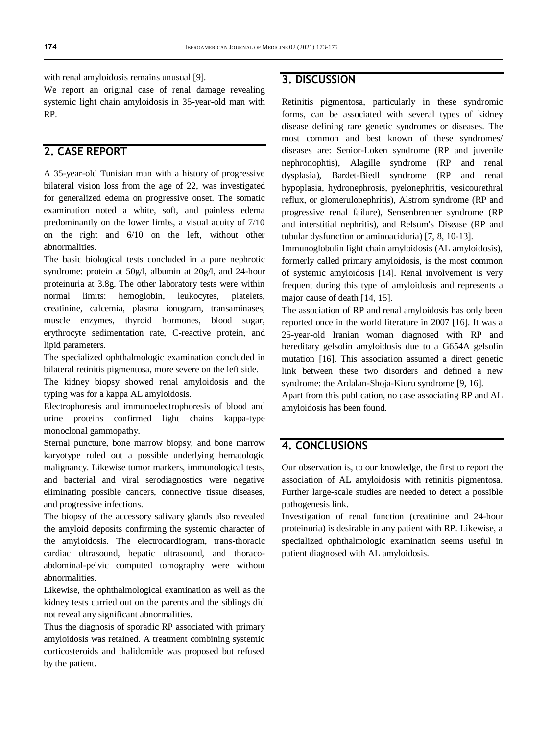with renal amyloidosis remains unusual [9].

We report an original case of renal damage revealing systemic light chain amyloidosis in 35-year-old man with RP.

## 2. CASE REPORT

A 35-year-old Tunisian man with a history of progressive bilateral vision loss from the age of 22, was investigated for generalized edema on progressive onset. The somatic examination noted a white, soft, and painless edema predominantly on the lower limbs, a visual acuity of 7/10 on the right and 6/10 on the left, without other abnormalities.

The basic biological tests concluded in a pure nephrotic syndrome: protein at 50g/l, albumin at 20g/l, and 24-hour proteinuria at 3.8g. The other laboratory tests were within normal limits: hemoglobin, leukocytes, platelets, creatinine, calcemia, plasma ionogram, transaminases, muscle enzymes, thyroid hormones, blood sugar, erythrocyte sedimentation rate, C-reactive protein, and lipid parameters.

The specialized ophthalmologic examination concluded in bilateral retinitis pigmentosa, more severe on the left side.

The kidney biopsy showed renal amyloidosis and the typing was for a kappa AL amyloidosis.

Electrophoresis and immunoelectrophoresis of blood and urine proteins confirmed light chains kappa-type monoclonal gammopathy.

Sternal puncture, bone marrow biopsy, and bone marrow karyotype ruled out a possible underlying hematologic malignancy. Likewise tumor markers, immunological tests, and bacterial and viral serodiagnostics were negative eliminating possible cancers, connective tissue diseases, and progressive infections.

The biopsy of the accessory salivary glands also revealed the amyloid deposits confirming the systemic character of the amyloidosis. The electrocardiogram, trans-thoracic cardiac ultrasound, hepatic ultrasound, and thoraco-abdominal-pelvic computed tomography were without abnormalities.

Likewise, the ophthalmological examination as well as the kidney tests carried out on the parents and the siblings did not reveal any significant abnormalities.

Thus the diagnosis of sporadic RP associated with primary amyloidosis was retained. A treatment combining systemic corticosteroids and thalidomide was proposed but refused by the patient.

## 3. DISCUSSION

Retinitis pigmentosa, particularly in these syndromic forms, can be associated with several types of kidney disease defining rare genetic syndromes or diseases. The most common and best known of these syndromes/ diseases are: Senior-Loken syndrome (RP and juvenile nephronophtis), Alagille syndrome (RP and renal dysplasia), Bardet-Biedl syndrome (RP and renal hypoplasia, hydronephrosis, pyelonephritis, vesicourethral reflux, or glomerulonephritis), Alstrom syndrome (RP and progressive renal failure), Sensenbrenner syndrome (RP and interstitial nephritis), and Refsum's Disease (RP and tubular dysfunction or aminoaciduria) [7, 8, 10-13].

Immunoglobulin light chain amyloidosis (AL amyloidosis), formerly called primary amyloidosis, is the most common of systemic amyloidosis [14]. Renal involvement is very frequent during this type of amyloidosis and represents a major cause of death [14, 15].

The association of RP and renal amyloidosis has only been reported once in the world literature in 2007 [16]. It was a 25-year-old Iranian woman diagnosed with RP and hereditary gelsolin amyloidosis due to a G654A gelsolin mutation [16]. This association assumed a direct genetic link between these two disorders and defined a new syndrome: the Ardalan-Shoja-Kiuru syndrome [9, 16].

Apart from this publication, no case associating RP and AL amyloidosis has been found.

## 4. CONCLUSIONS

Our observation is, to our knowledge, the first to report the association of AL amyloidosis with retinitis pigmentosa. Further large-scale studies are needed to detect a possible pathogenesis link.

Investigation of renal function (creatinine and 24-hour proteinuria) is desirable in any patient with RP. Likewise, a specialized ophthalmologic examination seems useful in patient diagnosed with AL amyloidosis.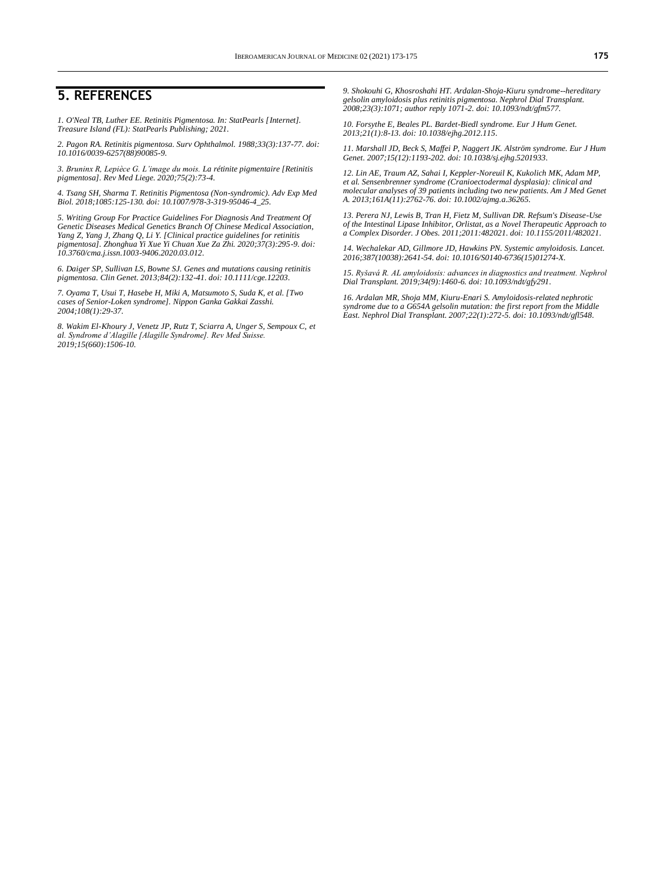## 5. REFERENCES

*1. O'Neal TB, Luther EE. Retinitis Pigmentosa. In: StatPearls [Internet]. Treasure Island (FL): StatPearls Publishing; 2021.*

*2. Pagon RA. Retinitis pigmentosa. Surv Ophthalmol. 1988;33(3):137-77. doi: 10.1016/0039-6257(88)90085-9.*

*3. Bruninx R, Lepièce G. L'image du mois. La rétinite pigmentaire [Retinitis pigmentosa]. Rev Med Liege. 2020;75(2):73-4.*

*4. Tsang SH, Sharma T. Retinitis Pigmentosa (Non-syndromic). Adv Exp Med Biol. 2018;1085:125-130. doi: 10.1007/978-3-319-95046-4_25.*

*5. Writing Group For Practice Guidelines For Diagnosis And Treatment Of Genetic Diseases Medical Genetics Branch Of Chinese Medical Association, Yang Z, Yang J, Zhang Q, Li Y. [Clinical practice guidelines for retinitis pigmentosa]. Zhonghua Yi Xue Yi Chuan Xue Za Zhi. 2020;37(3):295-9. doi: 10.3760/cma.j.issn.1003-9406.2020.03.012.*

*6. Daiger SP, Sullivan LS, Bowne SJ. Genes and mutations causing retinitis pigmentosa. Clin Genet. 2013;84(2):132-41. doi: 10.1111/cge.12203.*

*7. Oyama T, Usui T, Hasebe H, Miki A, Matsumoto S, Suda K, et al. [Two cases of Senior-Loken syndrome]. Nippon Ganka Gakkai Zasshi. 2004;108(1):29-37.*

*8. Wakim El-Khoury J, Venetz JP, Rutz T, Sciarra A, Unger S, Sempoux C, et al. Syndrome d'Alagille [Alagille Syndrome]. Rev Med Suisse. 2019;15(660):1506-10.*

*9. Shokouhi G, Khosroshahi HT. Ardalan-Shoja-Kiuru syndrome--hereditary gelsolin amyloidosis plus retinitis pigmentosa. Nephrol Dial Transplant. 2008;23(3):1071; author reply 1071-2. doi: 10.1093/ndt/gfm577.*

*10. Forsythe E, Beales PL. Bardet-Biedl syndrome. Eur J Hum Genet. 2013;21(1):8-13. doi: 10.1038/ejhg.2012.115.*

*11. Marshall JD, Beck S, Maffei P, Naggert JK. Alström syndrome. Eur J Hum Genet. 2007;15(12):1193-202. doi: 10.1038/sj.ejhg.5201933.*

*12. Lin AE, Traum AZ, Sahai I, Keppler-Noreuil K, Kukolich MK, Adam MP, et al. Sensenbrenner syndrome (Cranioectodermal dysplasia): clinical and molecular analyses of 39 patients including two new patients. Am J Med Genet A. 2013;161A(11):2762-76. doi: 10.1002/ajmg.a.36265.*

*13. Perera NJ, Lewis B, Tran H, Fietz M, Sullivan DR. Refsum's Disease-Use of the Intestinal Lipase Inhibitor, Orlistat, as a Novel Therapeutic Approach to a Complex Disorder. J Obes. 2011;2011:482021. doi: 10.1155/2011/482021.*

*14. Wechalekar AD, Gillmore JD, Hawkins PN. Systemic amyloidosis. Lancet. 2016;387(10038):2641-54. doi: 10.1016/S0140-6736(15)01274-X.*

*15. Ryšavá R. AL amyloidosis: advances in diagnostics and treatment. Nephrol Dial Transplant. 2019;34(9):1460-6. doi: 10.1093/ndt/gfy291.*

*16. Ardalan MR, Shoja MM, Kiuru-Enari S. Amyloidosis-related nephrotic syndrome due to a G654A gelsolin mutation: the first report from the Middle East. Nephrol Dial Transplant. 2007;22(1):272-5. doi: 10.1093/ndt/gfl548.*